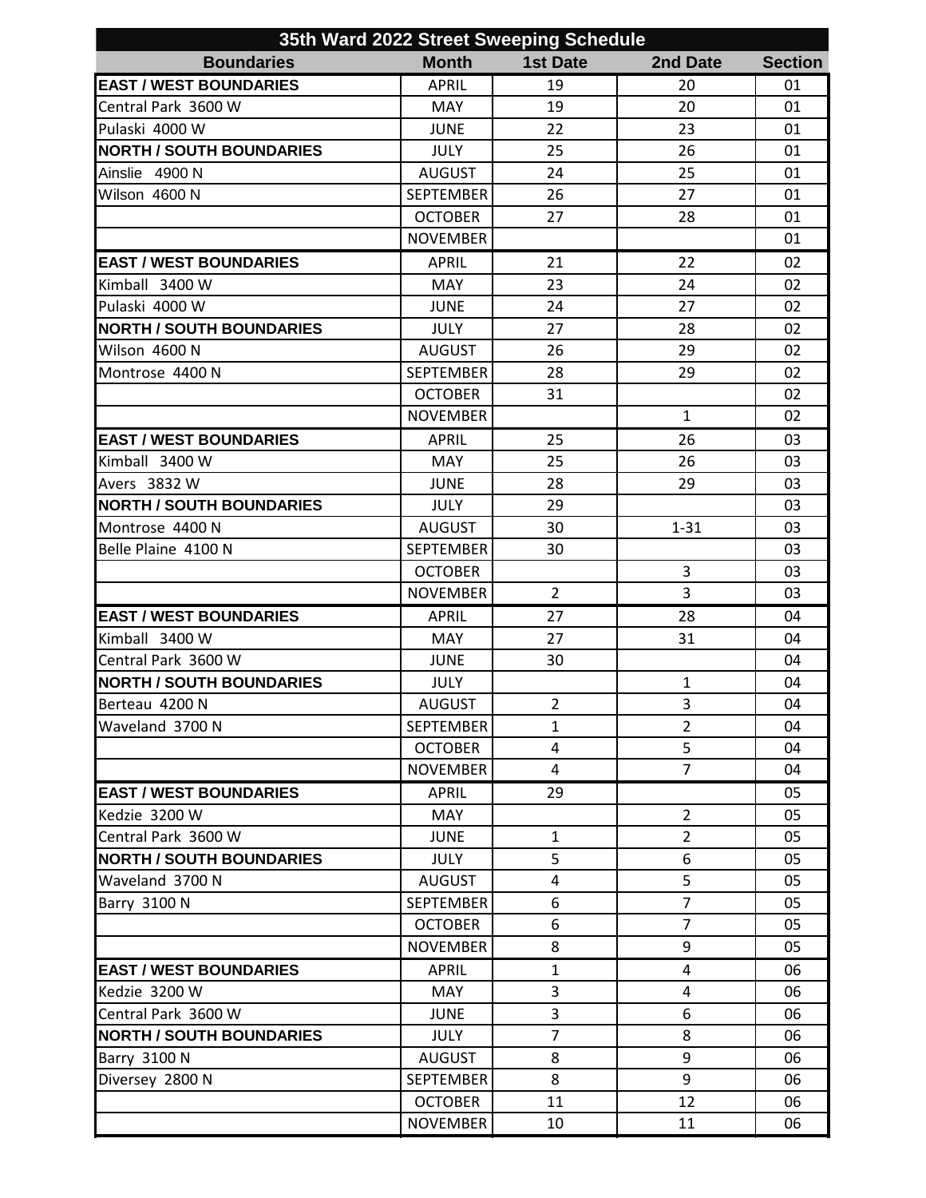| 35th Ward 2022 Street Sweeping Schedule | | | | |
|---|---|---|---|---|
| **Boundaries** | **Month** | **1st Date** | **2nd Date** | **Section** |
| **EAST / WEST BOUNDARIES** | APRIL | 19 | 20 | 01 |
| Central Park 3600 W | MAY | 19 | 20 | 01 |
| Pulaski 4000 W | JUNE | 22 | 23 | 01 |
| **NORTH / SOUTH BOUNDARIES** | JULY | 25 | 26 | 01 |
| Ainslie 4900 N | AUGUST | 24 | 25 | 01 |
| Wilson 4600 N | SEPTEMBER | 26 | 27 | 01 |
| | OCTOBER | 27 | 28 | 01 |
| | NOVEMBER | | | 01 |
| **EAST / WEST BOUNDARIES** | APRIL | 21 | 22 | 02 |
| Kimball 3400 W | MAY | 23 | 24 | 02 |
| Pulaski 4000 W | JUNE | 24 | 27 | 02 |
| **NORTH / SOUTH BOUNDARIES** | JULY | 27 | 28 | 02 |
| Wilson 4600 N | AUGUST | 26 | 29 | 02 |
| Montrose 4400 N | SEPTEMBER | 28 | 29 | 02 |
| | OCTOBER | 31 | | 02 |
| | NOVEMBER | | 1 | 02 |
| **EAST / WEST BOUNDARIES** | APRIL | 25 | 26 | 03 |
| Kimball 3400 W | MAY | 25 | 26 | 03 |
| Avers 3832 W | JUNE | 28 | 29 | 03 |
| **NORTH / SOUTH BOUNDARIES** | JULY | 29 | | 03 |
| Montrose 4400 N | AUGUST | 30 | 1-31 | 03 |
| Belle Plaine 4100 N | SEPTEMBER | 30 | | 03 |
| | OCTOBER | | 3 | 03 |
| | NOVEMBER | 2 | 3 | 03 |
| **EAST / WEST BOUNDARIES** | APRIL | 27 | 28 | 04 |
| Kimball 3400 W | MAY | 27 | 31 | 04 |
| Central Park 3600 W | JUNE | 30 | | 04 |
| **NORTH / SOUTH BOUNDARIES** | JULY | | 1 | 04 |
| Berteau 4200 N | AUGUST | 2 | 3 | 04 |
| Waveland 3700 N | SEPTEMBER | 1 | 2 | 04 |
| | OCTOBER | 4 | 5 | 04 |
| | NOVEMBER | 4 | 7 | 04 |
| **EAST / WEST BOUNDARIES** | APRIL | 29 | | 05 |
| Kedzie 3200 W | MAY | | 2 | 05 |
| Central Park 3600 W | JUNE | 1 | 2 | 05 |
| **NORTH / SOUTH BOUNDARIES** | JULY | 5 | 6 | 05 |
| Waveland 3700 N | AUGUST | 4 | 5 | 05 |
| Barry 3100 N | SEPTEMBER | 6 | 7 | 05 |
| | OCTOBER | 6 | 7 | 05 |
| | NOVEMBER | 8 | 9 | 05 |
| **EAST / WEST BOUNDARIES** | APRIL | 1 | 4 | 06 |
| Kedzie 3200 W | MAY | 3 | 4 | 06 |
| Central Park 3600 W | JUNE | 3 | 6 | 06 |
| **NORTH / SOUTH BOUNDARIES** | JULY | 7 | 8 | 06 |
| Barry 3100 N | AUGUST | 8 | 9 | 06 |
| Diversey 2800 N | SEPTEMBER | 8 | 9 | 06 |
| | OCTOBER | 11 | 12 | 06 |
| | NOVEMBER | 10 | 11 | 06 |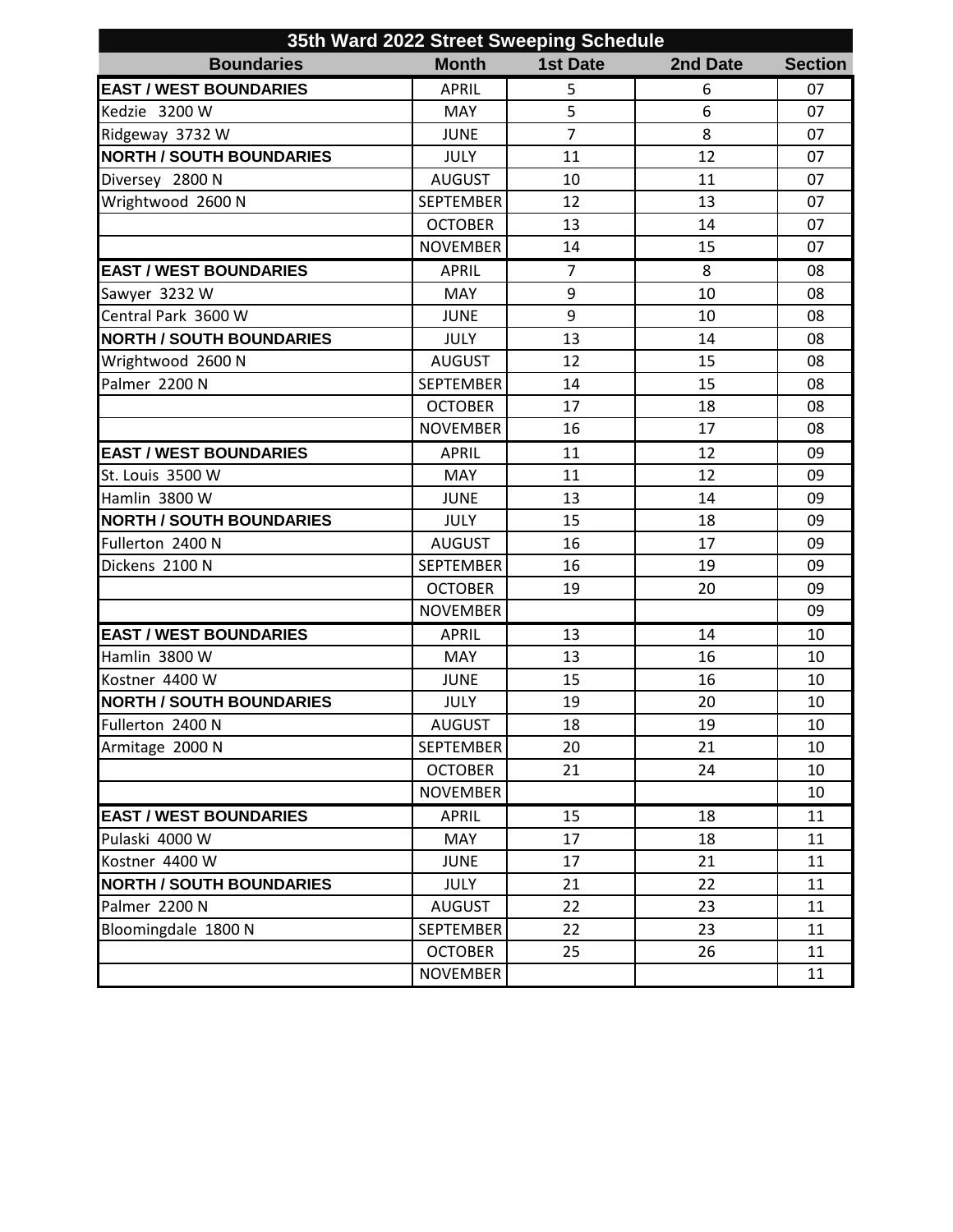| 35th Ward 2022 Street Sweeping Schedule | | | | |
|---|---|---|---|---|
| **Boundaries** | **Month** | **1st Date** | **2nd Date** | **Section** |
| **EAST / WEST BOUNDARIES** | APRIL | 5 | 6 | 07 |
| Kedzie 3200 W | MAY | 5 | 6 | 07 |
| Ridgeway 3732 W | JUNE | 7 | 8 | 07 |
| **NORTH / SOUTH BOUNDARIES** | JULY | 11 | 12 | 07 |
| Diversey 2800 N | AUGUST | 10 | 11 | 07 |
| Wrightwood 2600 N | SEPTEMBER | 12 | 13 | 07 |
| | OCTOBER | 13 | 14 | 07 |
| | NOVEMBER | 14 | 15 | 07 |
| **EAST / WEST BOUNDARIES** | APRIL | 7 | 8 | 08 |
| Sawyer 3232 W | MAY | 9 | 10 | 08 |
| Central Park 3600 W | JUNE | 9 | 10 | 08 |
| **NORTH / SOUTH BOUNDARIES** | JULY | 13 | 14 | 08 |
| Wrightwood 2600 N | AUGUST | 12 | 15 | 08 |
| Palmer 2200 N | SEPTEMBER | 14 | 15 | 08 |
| | OCTOBER | 17 | 18 | 08 |
| | NOVEMBER | 16 | 17 | 08 |
| **EAST / WEST BOUNDARIES** | APRIL | 11 | 12 | 09 |
| St. Louis 3500 W | MAY | 11 | 12 | 09 |
| Hamlin 3800 W | JUNE | 13 | 14 | 09 |
| **NORTH / SOUTH BOUNDARIES** | JULY | 15 | 18 | 09 |
| Fullerton 2400 N | AUGUST | 16 | 17 | 09 |
| Dickens 2100 N | SEPTEMBER | 16 | 19 | 09 |
| | OCTOBER | 19 | 20 | 09 |
| | NOVEMBER | | | 09 |
| **EAST / WEST BOUNDARIES** | APRIL | 13 | 14 | 10 |
| Hamlin 3800 W | MAY | 13 | 16 | 10 |
| Kostner 4400 W | JUNE | 15 | 16 | 10 |
| **NORTH / SOUTH BOUNDARIES** | JULY | 19 | 20 | 10 |
| Fullerton 2400 N | AUGUST | 18 | 19 | 10 |
| Armitage 2000 N | SEPTEMBER | 20 | 21 | 10 |
| | OCTOBER | 21 | 24 | 10 |
| | NOVEMBER | | | 10 |
| **EAST / WEST BOUNDARIES** | APRIL | 15 | 18 | 11 |
| Pulaski 4000 W | MAY | 17 | 18 | 11 |
| Kostner 4400 W | JUNE | 17 | 21 | 11 |
| **NORTH / SOUTH BOUNDARIES** | JULY | 21 | 22 | 11 |
| Palmer 2200 N | AUGUST | 22 | 23 | 11 |
| Bloomingdale 1800 N | SEPTEMBER | 22 | 23 | 11 |
| | OCTOBER | 25 | 26 | 11 |
| | NOVEMBER | | | 11 |